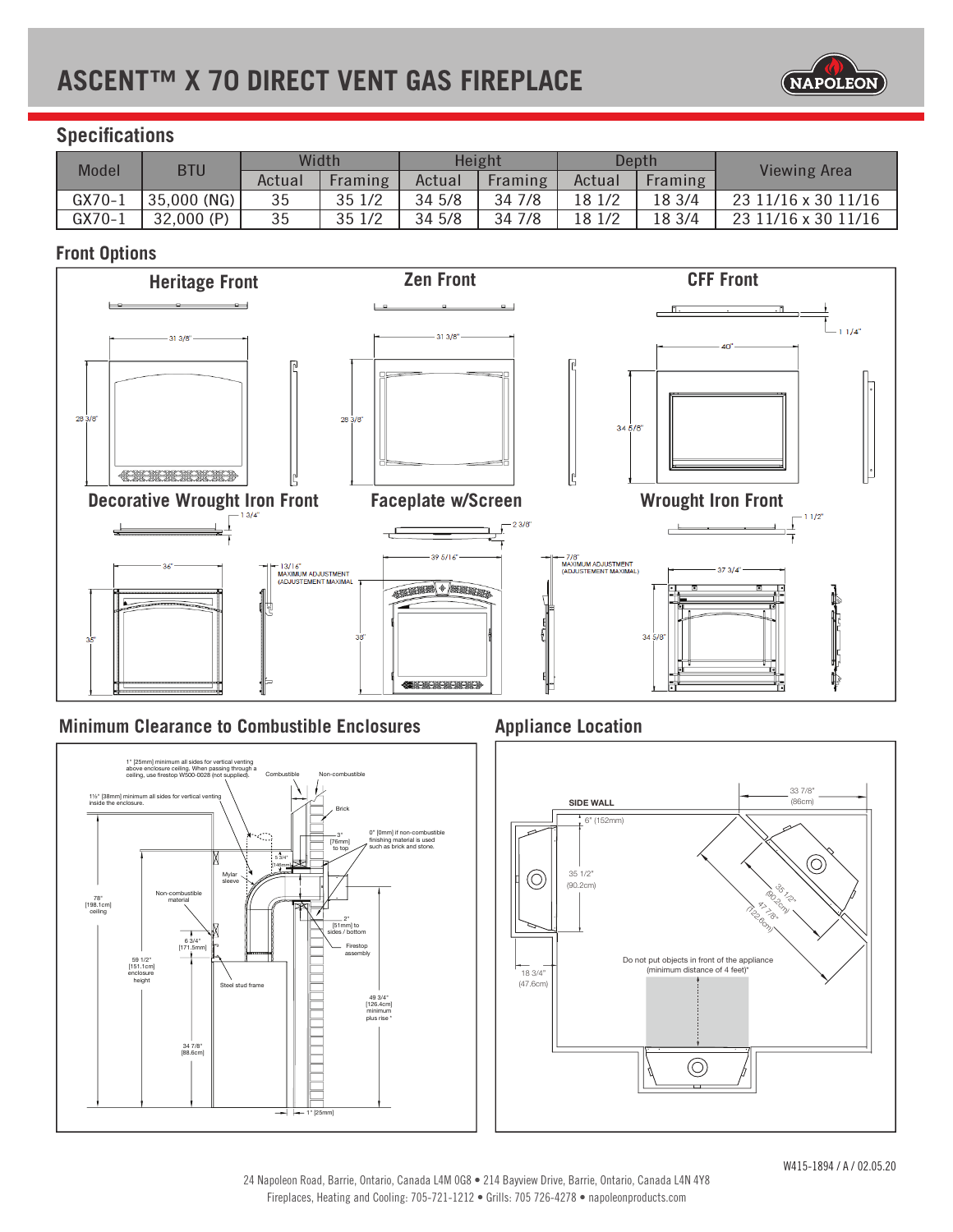# ASCENT™ X 70 DIRECT VENT GAS FIREPLACE

## Specifications

| Model | BTU | Width | | Height | | Depth | | Viewing Area |
|---|---|---|---|---|---|---|---|---|
| | | Actual | Framing | Actual | Framing | Actual | Framing | |
| GX70-1 | 35,000 (NG) | 35 | 35 1/2 | 34 5/8 | 34 7/8 | 18 1/2 | 18 3/4 | 23 11/16 x 30 11/16 |
| GX70-1 | 32,000 (P) | 35 | 35 1/2 | 34 5/8 | 34 7/8 | 18 1/2 | 18 3/4 | 23 11/16 x 30 11/16 |

## Front Options

**Heritage Front**

31 3/8"

28 3/8"

**Zen Front**

31 3/8"

28 3/8"

**CFF Front**

40"

34 5/8"

1 1/4"

**Decorative Wrought Iron Front**

1 3/4"

36"

35"

13/16" MAXIMUM ADJUSTMENT (ADJUSTEMENT MAXIMAL)

**Faceplate w/Screen**

2 3/8"

39 5/16"

38"

7/8" MAXIMUM ADJUSTMENT (ADJUSTEMENT MAXIMAL)

**Wrought Iron Front**

1 1/2"

37 3/4"

34 5/8"

## Minimum Clearance to Combustible Enclosures

1" [25mm] minimum all sides for vertical venting above enclosure ceiling. When passing through a ceiling, use firestop W500-0028 (not supplied).

1½" [38mm] minimum all sides for vertical venting inside the enclosure.

Combustible

Non-combustible

Brick

0" [0mm] if non-combustible finishing material is used such as brick and stone.

3" [76mm] to top

5 3/4" [146mm]

Mylar sleeve

78" [198.1cm] ceiling

Non-combustible material

2" [51mm] to sides / bottom

Firestop assembly

6 3/4" [171.5mm]

59 1/2" [151.1cm] enclosure height

Steel stud frame

49 3/4" [126.4cm] minimum plus rise *

34 7/8" [88.6cm]

1" [25mm]

## Appliance Location

SIDE WALL

6" (152mm)

33 7/8" (86cm)

35 1/2" (90.2cm)

35 1/2" (90.2cm)

47 7/8" (122.6cm)

18 3/4" (47.6cm)

Do not put objects in front of the appliance (minimum distance of 4 feet)*

W415-1894 / A / 02.05.20

24 Napoleon Road, Barrie, Ontario, Canada L4M 0G8 • 214 Bayview Drive, Barrie, Ontario, Canada L4N 4Y8

Fireplaces, Heating and Cooling: 705-721-1212 • Grills: 705 726-4278 • napoleonproducts.com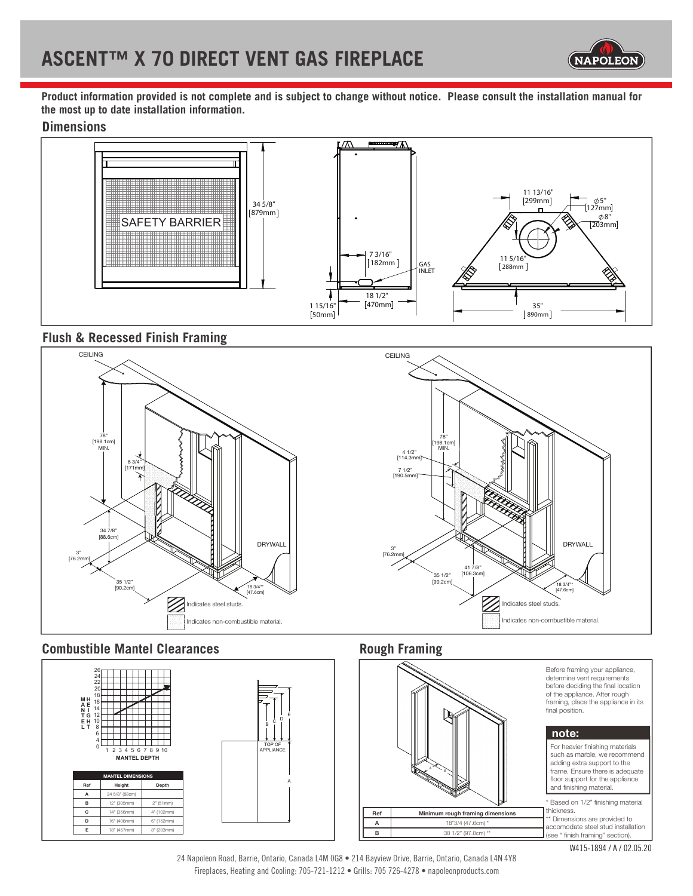# ASCENT™ X 70 DIRECT VENT GAS FIREPLACE

**Product information provided is not complete and is subject to change without notice. Please consult the installation manual for the most up to date installation information.**

## Dimensions

SAFETY BARRIER

34 5/8" [879mm]

7 3/16" [182mm]

GAS INLET

18 1/2" [470mm]

1 15/16" [50mm]

11 13/16" [299mm]

∅5" [127mm]

∅8" [203mm]

11 5/16" [288mm]

35" [890mm]

## Flush & Recessed Finish Framing

CEILING

78" [198.1cm] MIN.

6 3/4" [171mm]

34 7/8" [88.6cm]

3" [76.2mm]

35 1/2" [90.2cm]

18 3/4"** [47.6cm]

DRYWALL

Indicates steel studs.

Indicates non-combustible material.

CEILING

78" [198.1cm] MIN.

4 1/2" [114.3mm]

7 1/2" [190.5mm]

3" [76.2mm]

41 7/8" [106.3cm]

35 1/2" [90.2cm]

18 3/4"** [47.6cm]

DRYWALL

Indicates steel studs.

Indicates non-combustible material.

## Combustible Mantel Clearances

MANTEL HEIGHT

MANTEL DEPTH

TOP OF APPLIANCE

| MANTEL DIMENSIONS | | |
|---|---|---|
| Ref | Height | Depth |
| A | 34 5/8" (88cm) | |
| B | 12" (305mm) | 2" (51mm) |
| C | 14" (356mm) | 4" (102mm) |
| D | 16" (406mm) | 6" (152mm) |
| E | 18" (457mm) | 8" (203mm) |

## Rough Framing

Before framing your appliance, determine vent requirements before deciding the final location of the appliance. After rough framing, place the appliance in its final position.

**note:**

For heavier finishing materials such as marble, we recommend adding extra support to the frame. Ensure there is adequate floor support for the appliance and finishing material.

| Ref | Minimum rough framing dimensions |
|---|---|
| A | 18"3/4 (47.6cm) * |
| B | 38 1/2" (97.8cm) ** |

\* Based on 1/2" finishing material thickness.

** Dimensions are provided to accomodate steel stud installation (see " finish framing" section).

W415-1894 / A / 02.05.20

24 Napoleon Road, Barrie, Ontario, Canada L4M 0G8 • 214 Bayview Drive, Barrie, Ontario, Canada L4N 4Y8

Fireplaces, Heating and Cooling: 705-721-1212 • Grills: 705 726-4278 • napoleonproducts.com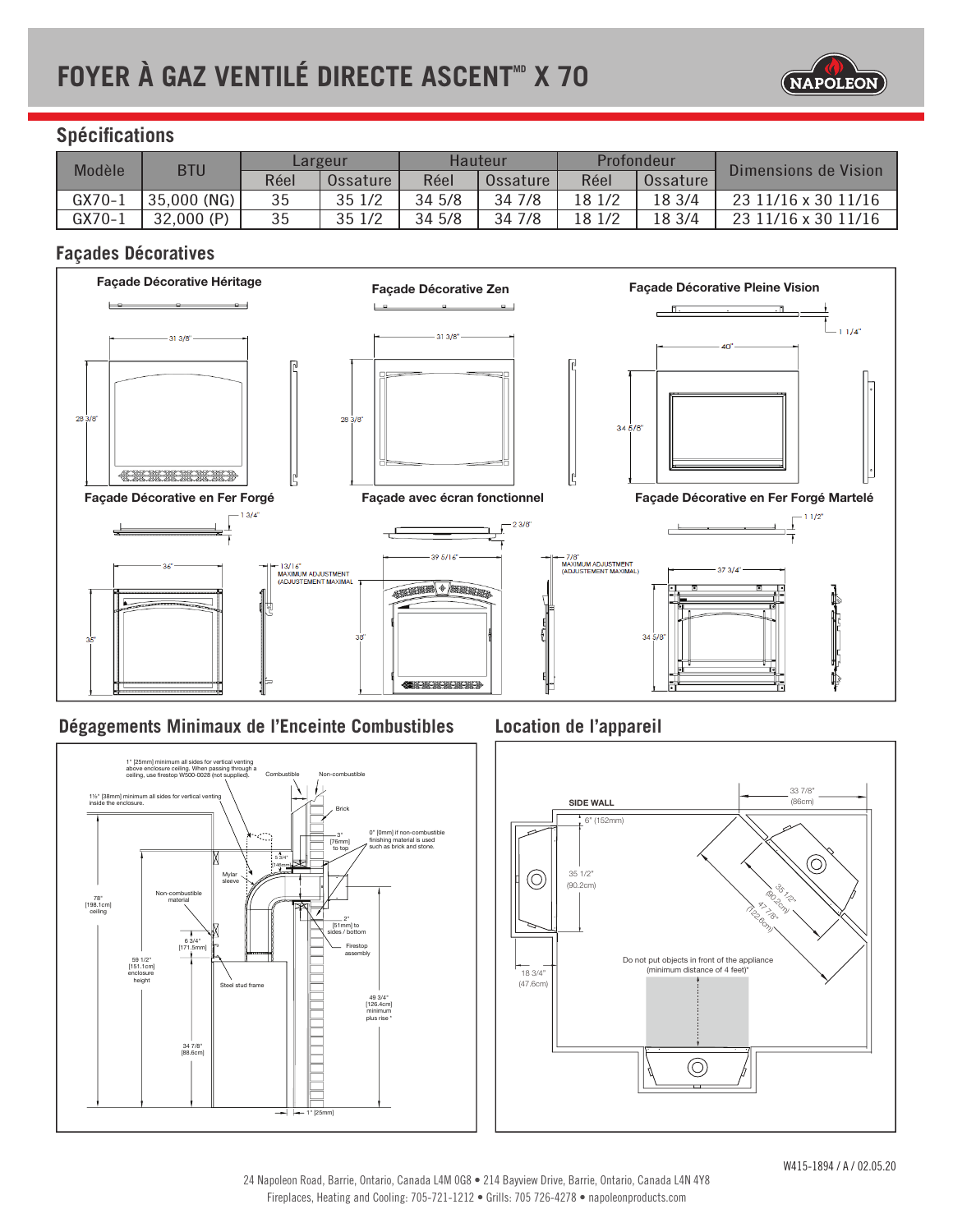# FOYER À GAZ VENTILÉ DIRECTE ASCENT[MD] X 70

## Spécifications

| Modèle | BTU | Largeur | | Hauteur | | Profondeur | | Dimensions de Vision |
|---|---|---|---|---|---|---|---|---|
| | | Réel | Ossature | Réel | Ossature | Réel | Ossature | |
| GX70-1 | 35,000 (NG) | 35 | 35 1/2 | 34 5/8 | 34 7/8 | 18 1/2 | 18 3/4 | 23 11/16 x 30 11/16 |
| GX70-1 | 32,000 (P) | 35 | 35 1/2 | 34 5/8 | 34 7/8 | 18 1/2 | 18 3/4 | 23 11/16 x 30 11/16 |

## Façades Décoratives

**Façade Décorative Héritage**

31 3/8" — 28 3/8"

**Façade Décorative Zen**

31 3/8" — 28 3/8"

**Façade Décorative Pleine Vision**

40" — 34 5/8" — 1 1/4"

**Façade Décorative en Fer Forgé**

36" — 35" — 1 3/4" — 13/16" MAXIMUM ADJUSTMENT (ADJUSTEMENT MAXIMAL)

**Façade avec écran fonctionnel**

39 5/16" — 38" — 2 3/8" — 7/8" MAXIMUM ADJUSTMENT (ADJUSTEMENT MAXIMAL)

**Façade Décorative en Fer Forgé Martelé**

37 3/4" — 34 5/8" — 1 1/2"

## Dégagements Minimaux de l'Enceinte Combustibles

1" [25mm] minimum all sides for vertical venting above enclosure ceiling. When passing through a ceiling, use firestop W500-0028 (not supplied).

1½" [38mm] minimum all sides for vertical venting inside the enclosure.

Combustible — Non-combustible — Brick

0" [0mm] if non-combustible finishing material is used such as brick and stone.

3" [76mm] to top — 5 3/4" [146mm] — Mylar sleeve — Non-combustible material

2" [51mm] to sides / bottom — Firestop assembly

78" [198.1cm] ceiling — 6 3/4" [171.5mm] — 59 1/2" [151.1cm] enclosure height — Steel stud frame — 34 7/8" [88.6cm] — 49 3/4" [126.4cm] minimum plus rise * — 1" [25mm]

## Location de l'appareil

SIDE WALL — 6" (152mm) — 35 1/2" (90.2cm) — 18 3/4" (47.6cm) — 33 7/8" (86cm) — 35 1/2" (90.2cm) — 47 7/8" (122.6cm)

Do not put objects in front of the appliance (minimum distance of 4 feet)*

W415-1894 / A / 02.05.20

24 Napoleon Road, Barrie, Ontario, Canada L4M 0G8 • 214 Bayview Drive, Barrie, Ontario, Canada L4N 4Y8
Fireplaces, Heating and Cooling: 705-721-1212 • Grills: 705 726-4278 • napoleonproducts.com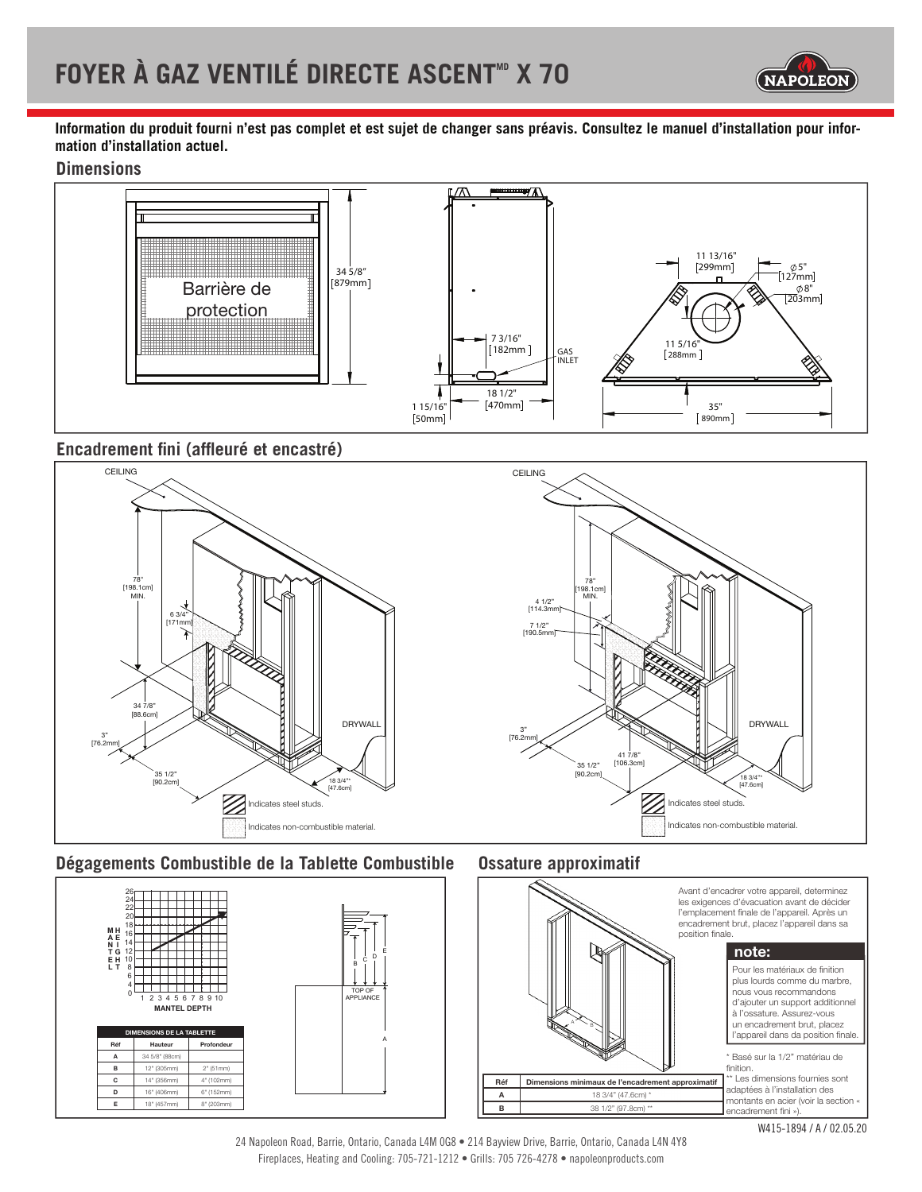# FOYER À GAZ VENTILÉ DIRECTE ASCENT[MD] X 70

**Information du produit fourni n'est pas complet et est sujet de changer sans préavis. Consultez le manuel d'installation pour information d'installation actuel.**

## Dimensions

Barrière de protection

34 5/8" [879mm]

7 3/16" [182mm]

GAS INLET

18 1/2" [470mm]

1 15/16" [50mm]

11 13/16" [299mm]

∅5" [127mm]

∅8" [203mm]

11 5/16" [288mm]

35" [890mm]

## Encadrement fini (affleuré et encastré)

CEILING

78" [198.1cm] MIN.

6 3/4" [171mm]

34 7/8" [88.6cm]

3" [76.2mm]

35 1/2" [90.2cm]

18 3/4"** [47.6cm]

DRYWALL

Indicates steel studs.

Indicates non-combustible material.

CEILING

78" [198.1cm] MIN.

4 1/2" [114.3mm]

7 1/2" [190.5mm]

3" [76.2mm]

35 1/2" [90.2cm]

41 7/8" [106.3cm]

18 3/4"** [47.6cm]

DRYWALL

Indicates steel studs.

Indicates non-combustible material.

## Dégagements Combustible de la Tablette Combustible

MANTEL HEIGHT

0 2 4 6 8 10 12 14 16 18 20 22 24 26

1 2 3 4 5 6 7 8 9 10

MANTEL DEPTH

TOP OF APPLIANCE

A B C D E

| DIMENSIONS DE LA TABLETTE | | |
|---|---|---|
| Réf | Hauteur | Profondeur |
| A | 34 5/8" (88cm) | |
| B | 12" (305mm) | 2" (51mm) |
| C | 14" (356mm) | 4" (102mm) |
| D | 16" (406mm) | 6" (152mm) |
| E | 18" (457mm) | 8" (203mm) |

## Ossature approximatif

Avant d'encadrer votre appareil, determinez les exigences d'évacuation avant de décider l'emplacement finale de l'appareil. Après un encadrement brut, placez l'appareil dans sa position finale.

**note:**

Pour les matériaux de finition plus lourds comme du marbre, nous vous recommandons d'ajouter un support additionnel à l'ossature. Assurez-vous un encadrement brut, placez l'appareil dans la position finale.

| Réf | Dimensions minimaux de l'encadrement approximatif |
|---|---|
| A | 18 3/4" (47.6cm) * |
| B | 38 1/2" (97.8cm) ** |

\* Basé sur la 1/2" matériau de finition.

\*\* Les dimensions fournies sont adaptées à l'installation des montants en acier (voir la section « encadrement fini »).

W415-1894 / A / 02.05.20

24 Napoleon Road, Barrie, Ontario, Canada L4M 0G8 • 214 Bayview Drive, Barrie, Ontario, Canada L4N 4Y8
Fireplaces, Heating and Cooling: 705-721-1212 • Grills: 705 726-4278 • napoleonproducts.com